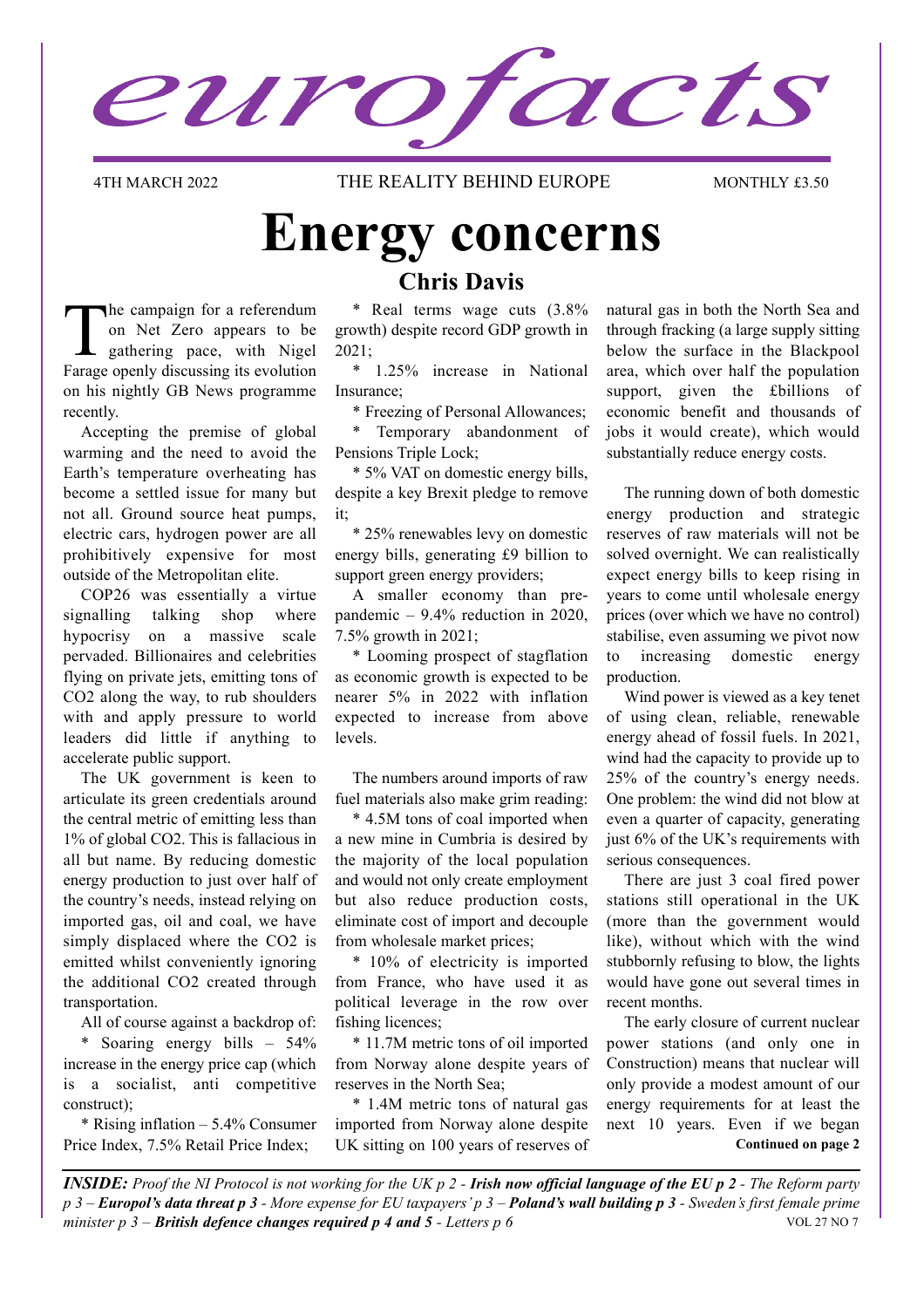# eurofacts

4TH MARCH 2022 THE REALITY BEHIND EUROPE MONTHLY £3.50

# Energy concerns

## Chris Davis

The campaign for a referendum on Net Zero appears to be gathering pace, with Nigel Farage openly discussing its evolution on his nightly GB News programme recently.

Accepting the premise of global warming and the need to avoid the Earth's temperature overheating has become a settled issue for many but not all. Ground source heat pumps, electric cars, hydrogen power are all prohibitively expensive for most outside of the Metropolitan elite.

COP26 was essentially a virtue signalling talking shop where hypocrisy on a massive scale pervaded. Billionaires and celebrities flying on private jets, emitting tons of CO2 along the way, to rub shoulders with and apply pressure to world leaders did little if anything to accelerate public support.

The UK government is keen to articulate its green credentials around the central metric of emitting less than 1% of global CO2. This is fallacious in all but name. By reducing domestic energy production to just over half of the country's needs, instead relying on imported gas, oil and coal, we have simply displaced where the CO2 is emitted whilst conveniently ignoring the additional CO2 created through transportation.

All of course against a backdrop of:

* Soaring energy bills – 54% increase in the energy price cap (which is a socialist, anti competitive construct);

* Rising inflation – 5.4% Consumer Price Index, 7.5% Retail Price Index;

* Real terms wage cuts (3.8% growth) despite record GDP growth in 2021;

* 1.25% increase in National Insurance;

* Freezing of Personal Allowances;

* Temporary abandonment of Pensions Triple Lock;

* 5% VAT on domestic energy bills, despite a key Brexit pledge to remove it;

* 25% renewables levy on domestic energy bills, generating £9 billion to support green energy providers;

A smaller economy than pre-pandemic – 9.4% reduction in 2020, 7.5% growth in 2021;

* Looming prospect of stagflation as economic growth is expected to be nearer 5% in 2022 with inflation expected to increase from above levels.

The numbers around imports of raw fuel materials also make grim reading:

* 4.5M tons of coal imported when a new mine in Cumbria is desired by the majority of the local population and would not only create employment but also reduce production costs, eliminate cost of import and decouple from wholesale market prices;

* 10% of electricity is imported from France, who have used it as political leverage in the row over fishing licences;

* 11.7M metric tons of oil imported from Norway alone despite years of reserves in the North Sea;

* 1.4M metric tons of natural gas imported from Norway alone despite UK sitting on 100 years of reserves of natural gas in both the North Sea and through fracking (a large supply sitting below the surface in the Blackpool area, which over half the population support, given the £billions of economic benefit and thousands of jobs it would create), which would substantially reduce energy costs.

The running down of both domestic energy production and strategic reserves of raw materials will not be solved overnight. We can realistically expect energy bills to keep rising in years to come until wholesale energy prices (over which we have no control) stabilise, even assuming we pivot now to increasing domestic energy production.

Wind power is viewed as a key tenet of using clean, reliable, renewable energy ahead of fossil fuels. In 2021, wind had the capacity to provide up to 25% of the country's energy needs. One problem: the wind did not blow at even a quarter of capacity, generating just 6% of the UK's requirements with serious consequences.

There are just 3 coal fired power stations still operational in the UK (more than the government would like), without which with the wind stubbornly refusing to blow, the lights would have gone out several times in recent months.

The early closure of current nuclear power stations (and only one in Construction) means that nuclear will only provide a modest amount of our energy requirements for at least the next 10 years. Even if we began

**Continued on page 2**

***INSIDE:*** *Proof the NI Protocol is not working for the UK p 2 -* ***Irish now official language of the EU p 2*** *- The Reform party p 3 –* ***Europol's data threat p 3*** *- More expense for EU taxpayers' p 3 –* ***Poland's wall building p 3*** *- Sweden's first female prime minister p 3 –* ***British defence changes required p 4 and 5*** *- Letters p 6*

VOL 27 NO 7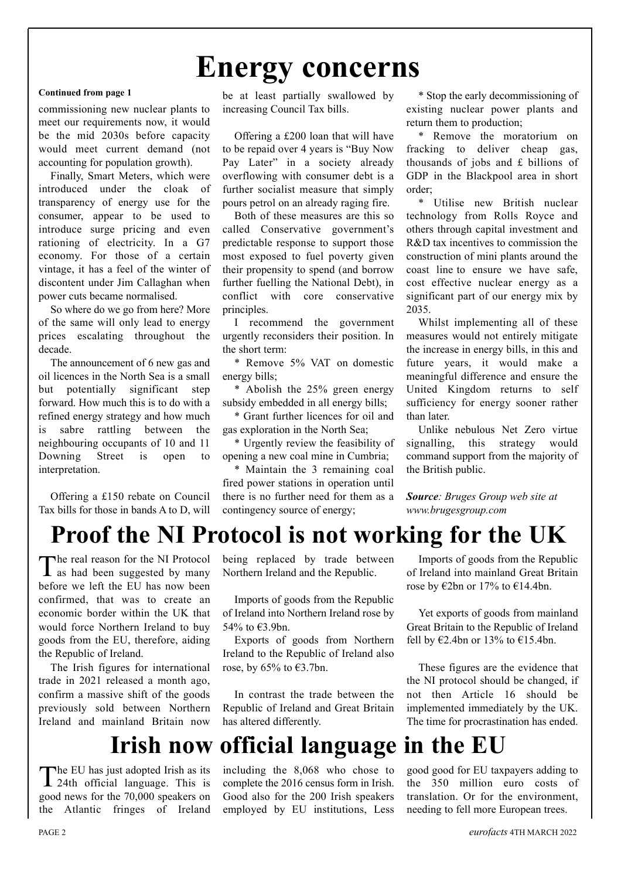# Energy concerns

**Continued from page 1**

commissioning new nuclear plants to meet our requirements now, it would be the mid 2030s before capacity would meet current demand (not accounting for population growth).

Finally, Smart Meters, which were introduced under the cloak of transparency of energy use for the consumer, appear to be used to introduce surge pricing and even rationing of electricity. In a G7 economy. For those of a certain vintage, it has a feel of the winter of discontent under Jim Callaghan when power cuts became normalised.

So where do we go from here? More of the same will only lead to energy prices escalating throughout the decade.

The announcement of 6 new gas and oil licences in the North Sea is a small but potentially significant step forward. How much this is to do with a refined energy strategy and how much is sabre rattling between the neighbouring occupants of 10 and 11 Downing Street is open to interpretation.

Offering a £150 rebate on Council Tax bills for those in bands A to D, will be at least partially swallowed by increasing Council Tax bills.

Offering a £200 loan that will have to be repaid over 4 years is "Buy Now Pay Later" in a society already overflowing with consumer debt is a further socialist measure that simply pours petrol on an already raging fire.

Both of these measures are this so called Conservative government's predictable response to support those most exposed to fuel poverty given their propensity to spend (and borrow further fuelling the National Debt), in conflict with core conservative principles.

I recommend the government urgently reconsiders their position. In the short term:

* Remove 5% VAT on domestic energy bills;

* Abolish the 25% green energy subsidy embedded in all energy bills;

* Grant further licences for oil and gas exploration in the North Sea;

* Urgently review the feasibility of opening a new coal mine in Cumbria;

* Maintain the 3 remaining coal fired power stations in operation until there is no further need for them as a contingency source of energy;

* Stop the early decommissioning of existing nuclear power plants and return them to production;

* Remove the moratorium on fracking to deliver cheap gas, thousands of jobs and £ billions of GDP in the Blackpool area in short order;

* Utilise new British nuclear technology from Rolls Royce and others through capital investment and R&D tax incentives to commission the construction of mini plants around the coast line to ensure we have safe, cost effective nuclear energy as a significant part of our energy mix by 2035.

Whilst implementing all of these measures would not entirely mitigate the increase in energy bills, in this and future years, it would make a meaningful difference and ensure the United Kingdom returns to self sufficiency for energy sooner rather than later.

Unlike nebulous Net Zero virtue signalling, this strategy would command support from the majority of the British public.

***Source****: Bruges Group web site at www.brugesgroup.com*

# Proof the NI Protocol is not working for the UK

The real reason for the NI Protocol as had been suggested by many before we left the EU has now been confirmed, that was to create an economic border within the UK that would force Northern Ireland to buy goods from the EU, therefore, aiding the Republic of Ireland.

The Irish figures for international trade in 2021 released a month ago, confirm a massive shift of the goods previously sold between Northern Ireland and mainland Britain now being replaced by trade between Northern Ireland and the Republic.

Imports of goods from the Republic of Ireland into Northern Ireland rose by 54% to €3.9bn.

Exports of goods from Northern Ireland to the Republic of Ireland also rose, by 65% to €3.7bn.

In contrast the trade between the Republic of Ireland and Great Britain has altered differently.

Imports of goods from the Republic of Ireland into mainland Great Britain rose by €2bn or 17% to €14.4bn.

Yet exports of goods from mainland Great Britain to the Republic of Ireland fell by €2.4bn or 13% to €15.4bn.

These figures are the evidence that the NI protocol should be changed, if not then Article 16 should be implemented immediately by the UK. The time for procrastination has ended.

# Irish now official language in the EU

The EU has just adopted Irish as its 24th official language. This is good news for the 70,000 speakers on the Atlantic fringes of Ireland including the 8,068 who chose to complete the 2016 census form in Irish. Good also for the 200 Irish speakers employed by EU institutions, Less good good for EU taxpayers adding to the 350 million euro costs of translation. Or for the environment, needing to fell more European trees.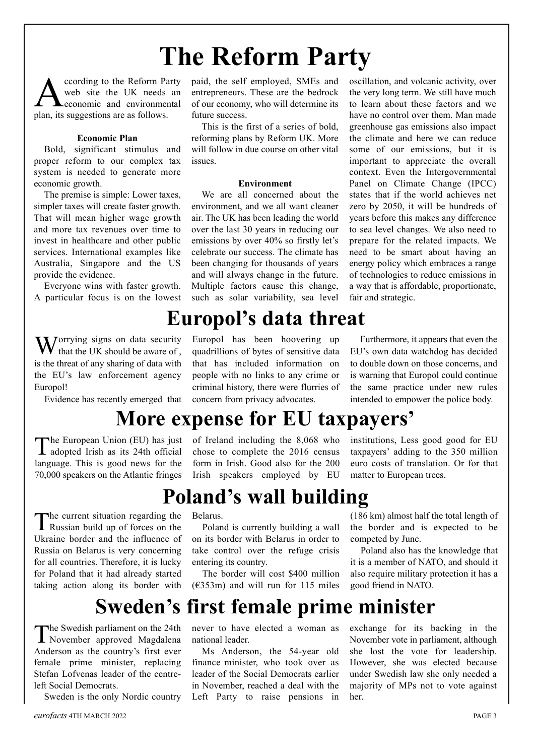# The Reform Party

According to the Reform Party web site the UK needs an economic and environmental plan, its suggestions are as follows.

### Economic Plan

Bold, significant stimulus and proper reform to our complex tax system is needed to generate more economic growth.

The premise is simple: Lower taxes, simpler taxes will create faster growth. That will mean higher wage growth and more tax revenues over time to invest in healthcare and other public services. International examples like Australia, Singapore and the US provide the evidence.

Everyone wins with faster growth. A particular focus is on the lowest paid, the self employed, SMEs and entrepreneurs. These are the bedrock of our economy, who will determine its future success.

This is the first of a series of bold, reforming plans by Reform UK. More will follow in due course on other vital issues.

### Environment

We are all concerned about the environment, and we all want cleaner air. The UK has been leading the world over the last 30 years in reducing our emissions by over 40% so firstly let's celebrate our success. The climate has been changing for thousands of years and will always change in the future. Multiple factors cause this change, such as solar variability, sea level oscillation, and volcanic activity, over the very long term. We still have much to learn about these factors and we have no control over them. Man made greenhouse gas emissions also impact the climate and here we can reduce some of our emissions, but it is important to appreciate the overall context. Even the Intergovernmental Panel on Climate Change (IPCC) states that if the world achieves net zero by 2050, it will be hundreds of years before this makes any difference to sea level changes. We also need to prepare for the related impacts. We need to be smart about having an energy policy which embraces a range of technologies to reduce emissions in a way that is affordable, proportionate, fair and strategic.

# Europol's data threat

Worrying signs on data security that the UK should be aware of , is the threat of any sharing of data with the EU's law enforcement agency Europol!

Evidence has recently emerged that Europol has been hoovering up quadrillions of bytes of sensitive data that has included information on people with no links to any crime or criminal history, there were flurries of concern from privacy advocates.

Furthermore, it appears that even the EU's own data watchdog has decided to double down on those concerns, and is warning that Europol could continue the same practice under new rules intended to empower the police body.

# More expense for EU taxpayers'

The European Union (EU) has just adopted Irish as its 24th official language. This is good news for the 70,000 speakers on the Atlantic fringes of Ireland including the 8,068 who chose to complete the 2016 census form in Irish. Good also for the 200 Irish speakers employed by EU institutions, Less good good for EU taxpayers' adding to the 350 million euro costs of translation. Or for that matter to European trees.

# Poland's wall building

The current situation regarding the Russian build up of forces on the Ukraine border and the influence of Russia on Belarus is very concerning for all countries. Therefore, it is lucky for Poland that it had already started taking action along its border with Belarus.

Poland is currently building a wall on its border with Belarus in order to take control over the refuge crisis entering its country.

The border will cost $400 million (€353m) and will run for 115 miles (186 km) almost half the total length of the border and is expected to be competed by June.

Poland also has the knowledge that it is a member of NATO, and should it also require military protection it has a good friend in NATO.

# Sweden's first female prime minister

The Swedish parliament on the 24th November approved Magdalena Anderson as the country's first ever female prime minister, replacing Stefan Lofvenas leader of the centre-left Social Democrats.

Sweden is the only Nordic country never to have elected a woman as national leader.

Ms Anderson, the 54-year old finance minister, who took over as leader of the Social Democrats earlier in November, reached a deal with the Left Party to raise pensions in exchange for its backing in the November vote in parliament, although she lost the vote for leadership. However, she was elected because under Swedish law she only needed a majority of MPs not to vote against her.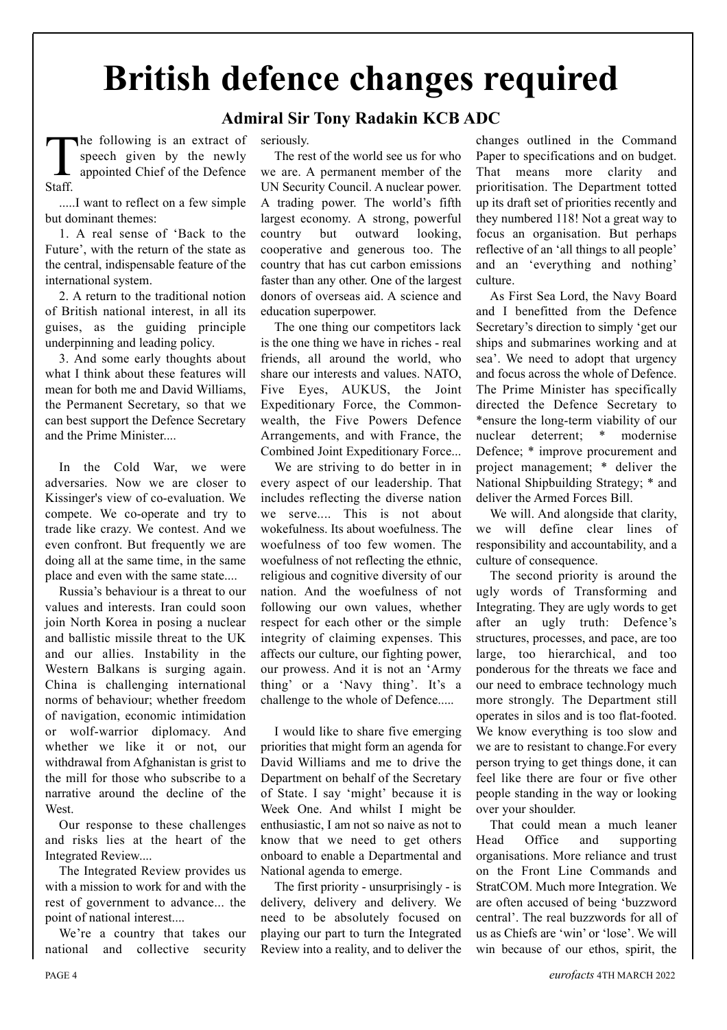# British defence changes required

### Admiral Sir Tony Radakin KCB ADC

The following is an extract of speech given by the newly appointed Chief of the Defence Staff.

.....I want to reflect on a few simple but dominant themes:

1. A real sense of 'Back to the Future', with the return of the state as the central, indispensable feature of the international system.

2. A return to the traditional notion of British national interest, in all its guises, as the guiding principle underpinning and leading policy.

3. And some early thoughts about what I think about these features will mean for both me and David Williams, the Permanent Secretary, so that we can best support the Defence Secretary and the Prime Minister....

In the Cold War, we were adversaries. Now we are closer to Kissinger's view of co-evaluation. We compete. We co-operate and try to trade like crazy. We contest. And we even confront. But frequently we are doing all at the same time, in the same place and even with the same state....

Russia's behaviour is a threat to our values and interests. Iran could soon join North Korea in posing a nuclear and ballistic missile threat to the UK and our allies. Instability in the Western Balkans is surging again. China is challenging international norms of behaviour; whether freedom of navigation, economic intimidation or wolf-warrior diplomacy. And whether we like it or not, our withdrawal from Afghanistan is grist to the mill for those who subscribe to a narrative around the decline of the West.

Our response to these challenges and risks lies at the heart of the Integrated Review....

The Integrated Review provides us with a mission to work for and with the rest of government to advance... the point of national interest....

We're a country that takes our national and collective security seriously.

The rest of the world see us for who we are. A permanent member of the UN Security Council. A nuclear power. A trading power. The world's fifth largest economy. A strong, powerful country but outward looking, cooperative and generous too. The country that has cut carbon emissions faster than any other. One of the largest donors of overseas aid. A science and education superpower.

The one thing our competitors lack is the one thing we have in riches - real friends, all around the world, who share our interests and values. NATO, Five Eyes, AUKUS, the Joint Expeditionary Force, the Commonwealth, the Five Powers Defence Arrangements, and with France, the Combined Joint Expeditionary Force...

We are striving to do better in in every aspect of our leadership. That includes reflecting the diverse nation we serve.... This is not about wokefulness. Its about woefulness. The woefulness of too few women. The woefulness of not reflecting the ethnic, religious and cognitive diversity of our nation. And the woefulness of not following our own values, whether respect for each other or the simple integrity of claiming expenses. This affects our culture, our fighting power, our prowess. And it is not an 'Army thing' or a 'Navy thing'. It's a challenge to the whole of Defence.....

I would like to share five emerging priorities that might form an agenda for David Williams and me to drive the Department on behalf of the Secretary of State. I say 'might' because it is Week One. And whilst I might be enthusiastic, I am not so naive as not to know that we need to get others onboard to enable a Departmental and National agenda to emerge.

The first priority - unsurprisingly - is delivery, delivery and delivery. We need to be absolutely focused on playing our part to turn the Integrated Review into a reality, and to deliver the changes outlined in the Command Paper to specifications and on budget. That means more clarity and prioritisation. The Department totted up its draft set of priorities recently and they numbered 118! Not a great way to focus an organisation. But perhaps reflective of an 'all things to all people' and an 'everything and nothing' culture.

As First Sea Lord, the Navy Board and I benefitted from the Defence Secretary's direction to simply 'get our ships and submarines working and at sea'. We need to adopt that urgency and focus across the whole of Defence. The Prime Minister has specifically directed the Defence Secretary to *ensure the long-term viability of our nuclear deterrent; * modernise Defence; * improve procurement and project management; * deliver the National Shipbuilding Strategy; * and deliver the Armed Forces Bill.

We will. And alongside that clarity, we will define clear lines of responsibility and accountability, and a culture of consequence.

The second priority is around the ugly words of Transforming and Integrating. They are ugly words to get after an ugly truth: Defence's structures, processes, and pace, are too large, too hierarchical, and too ponderous for the threats we face and our need to embrace technology much more strongly. The Department still operates in silos and is too flat-footed. We know everything is too slow and we are to resistant to change.For every person trying to get things done, it can feel like there are four or five other people standing in the way or looking over your shoulder.

That could mean a much leaner Head Office and supporting organisations. More reliance and trust on the Front Line Commands and StratCOM. Much more Integration. We are often accused of being 'buzzword central'. The real buzzwords for all of us as Chiefs are 'win' or 'lose'. We will win because of our ethos, spirit, the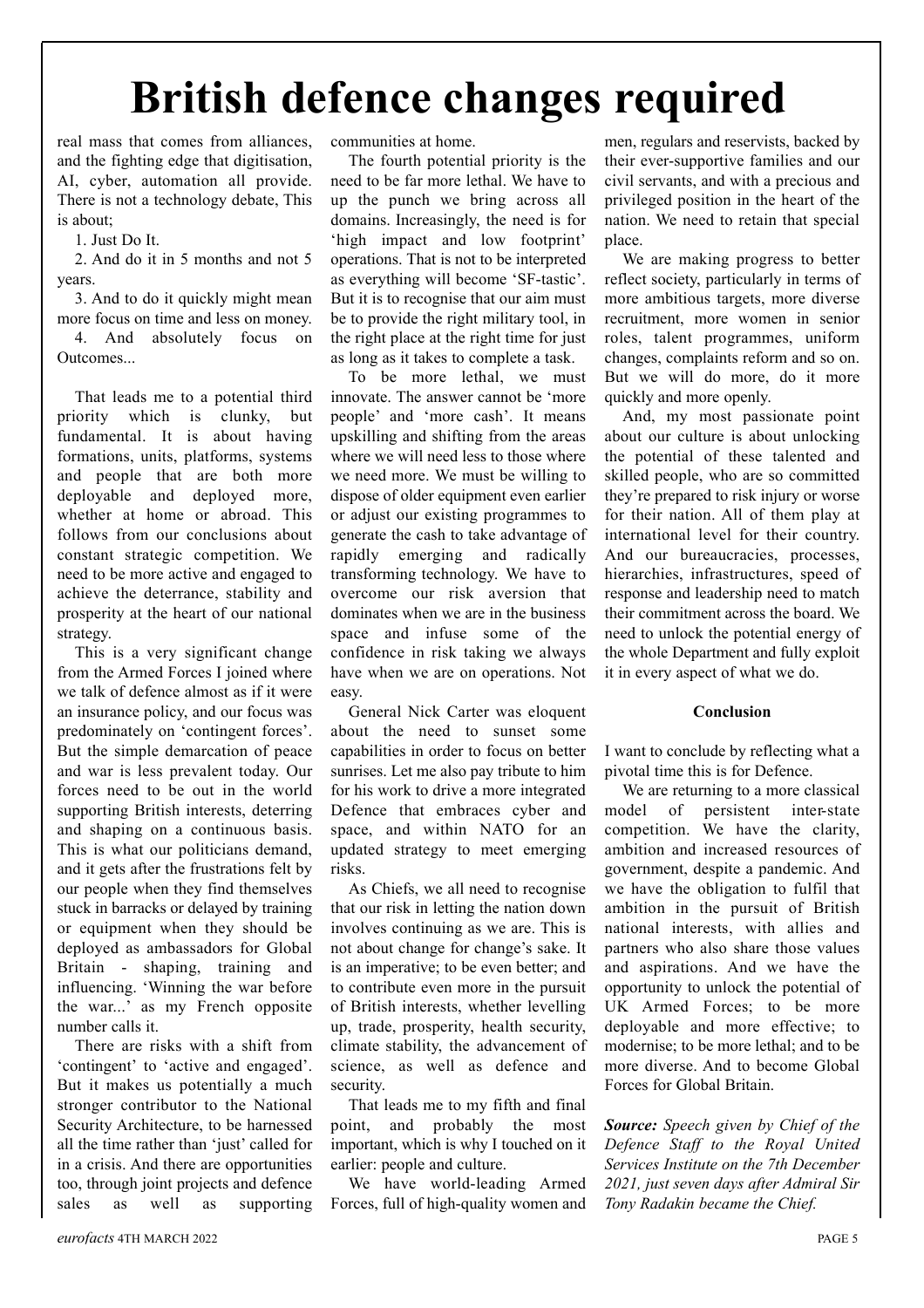# British defence changes required

real mass that comes from alliances, and the fighting edge that digitisation, AI, cyber, automation all provide. There is not a technology debate, This is about;

1. Just Do It.
2. And do it in 5 months and not 5 years.
3. And to do it quickly might mean more focus on time and less on money.
4. And absolutely focus on Outcomes...

That leads me to a potential third priority which is clunky, but fundamental. It is about having formations, units, platforms, systems and people that are both more deployable and deployed more, whether at home or abroad. This follows from our conclusions about constant strategic competition. We need to be more active and engaged to achieve the deterrance, stability and prosperity at the heart of our national strategy.

This is a very significant change from the Armed Forces I joined where we talk of defence almost as if it were an insurance policy, and our focus was predominately on 'contingent forces'. But the simple demarcation of peace and war is less prevalent today. Our forces need to be out in the world supporting British interests, deterring and shaping on a continuous basis. This is what our politicians demand, and it gets after the frustrations felt by our people when they find themselves stuck in barracks or delayed by training or equipment when they should be deployed as ambassadors for Global Britain - shaping, training and influencing. 'Winning the war before the war...' as my French opposite number calls it.

There are risks with a shift from 'contingent' to 'active and engaged'. But it makes us potentially a much stronger contributor to the National Security Architecture, to be harnessed all the time rather than 'just' called for in a crisis. And there are opportunities too, through joint projects and defence sales as well as supporting communities at home.

The fourth potential priority is the need to be far more lethal. We have to up the punch we bring across all domains. Increasingly, the need is for 'high impact and low footprint' operations. That is not to be interpreted as everything will become 'SF-tastic'. But it is to recognise that our aim must be to provide the right military tool, in the right place at the right time for just as long as it takes to complete a task.

To be more lethal, we must innovate. The answer cannot be 'more people' and 'more cash'. It means upskilling and shifting from the areas where we will need less to those where we need more. We must be willing to dispose of older equipment even earlier or adjust our existing programmes to generate the cash to take advantage of rapidly emerging and radically transforming technology. We have to overcome our risk aversion that dominates when we are in the business space and infuse some of the confidence in risk taking we always have when we are on operations. Not easy.

General Nick Carter was eloquent about the need to sunset some capabilities in order to focus on better sunrises. Let me also pay tribute to him for his work to drive a more integrated Defence that embraces cyber and space, and within NATO for an updated strategy to meet emerging risks.

As Chiefs, we all need to recognise that our risk in letting the nation down involves continuing as we are. This is not about change for change's sake. It is an imperative; to be even better; and to contribute even more in the pursuit of British interests, whether levelling up, trade, prosperity, health security, climate stability, the advancement of science, as well as defence and security.

That leads me to my fifth and final point, and probably the most important, which is why I touched on it earlier: people and culture.

We have world-leading Armed Forces, full of high-quality women and men, regulars and reservists, backed by their ever-supportive families and our civil servants, and with a precious and privileged position in the heart of the nation. We need to retain that special place.

We are making progress to better reflect society, particularly in terms of more ambitious targets, more diverse recruitment, more women in senior roles, talent programmes, uniform changes, complaints reform and so on. But we will do more, do it more quickly and more openly.

And, my most passionate point about our culture is about unlocking the potential of these talented and skilled people, who are so committed they're prepared to risk injury or worse for their nation. All of them play at international level for their country. And our bureaucracies, processes, hierarchies, infrastructures, speed of response and leadership need to match their commitment across the board. We need to unlock the potential energy of the whole Department and fully exploit it in every aspect of what we do.

**Conclusion**

I want to conclude by reflecting what a pivotal time this is for Defence.

We are returning to a more classical model of persistent inter-state competition. We have the clarity, ambition and increased resources of government, despite a pandemic. And we have the obligation to fulfil that ambition in the pursuit of British national interests, with allies and partners who also share those values and aspirations. And we have the opportunity to unlock the potential of UK Armed Forces; to be more deployable and more effective; to modernise; to be more lethal; and to be more diverse. And to become Global Forces for Global Britain.

***Source:*** *Speech given by Chief of the Defence Staff to the Royal United Services Institute on the 7th December 2021, just seven days after Admiral Sir Tony Radakin became the Chief.*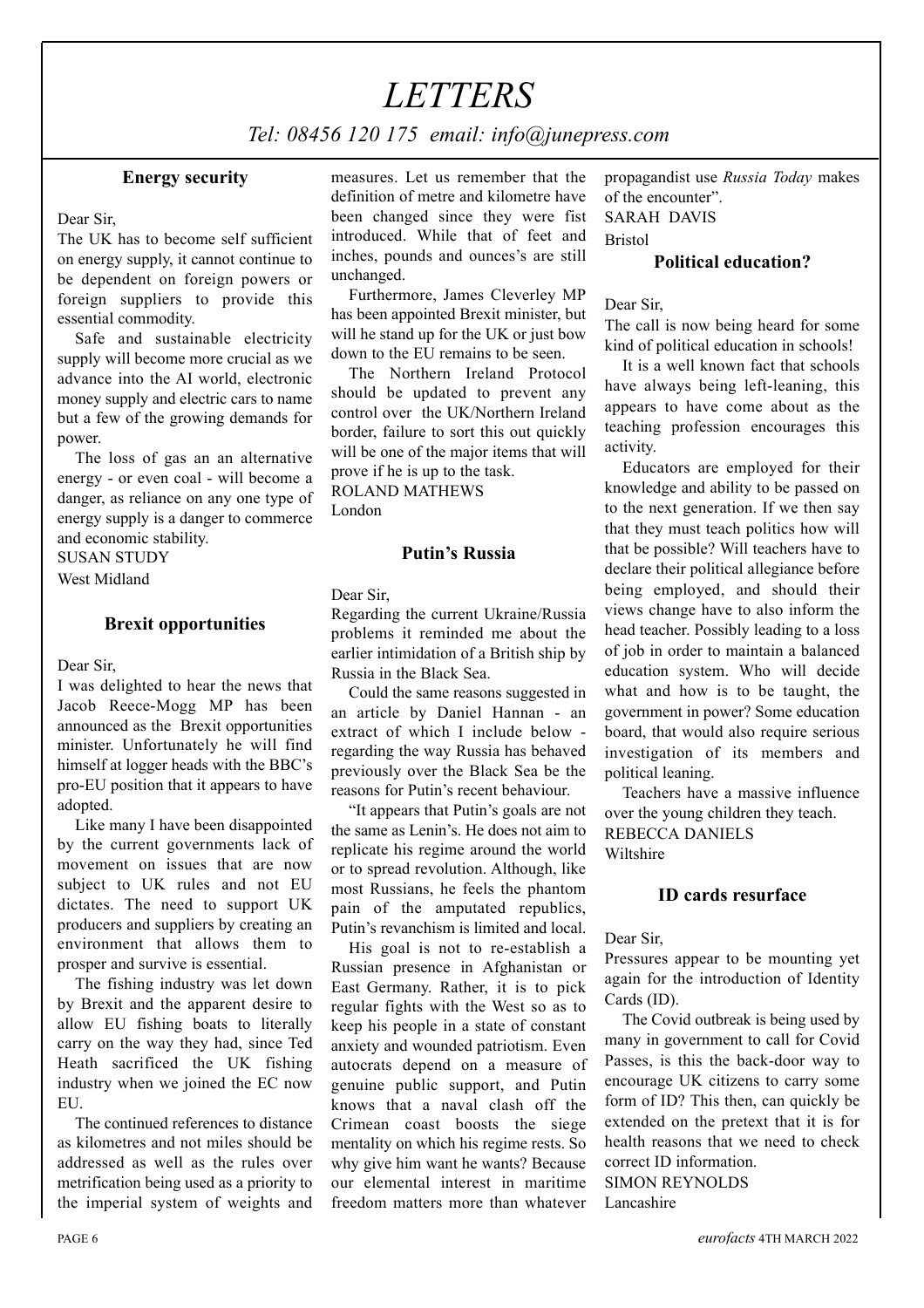# LETTERS

*Tel: 08456 120 175 email: info@junepress.com*

### Energy security

Dear Sir,

The UK has to become self sufficient on energy supply, it cannot continue to be dependent on foreign powers or foreign suppliers to provide this essential commodity.

Safe and sustainable electricity supply will become more crucial as we advance into the AI world, electronic money supply and electric cars to name but a few of the growing demands for power.

The loss of gas an an alternative energy - or even coal - will become a danger, as reliance on any one type of energy supply is a danger to commerce and economic stability.

SUSAN STUDY
West Midland

### Brexit opportunities

Dear Sir,

I was delighted to hear the news that Jacob Reece-Mogg MP has been announced as the Brexit opportunities minister. Unfortunately he will find himself at logger heads with the BBC's pro-EU position that it appears to have adopted.

Like many I have been disappointed by the current governments lack of movement on issues that are now subject to UK rules and not EU dictates. The need to support UK producers and suppliers by creating an environment that allows them to prosper and survive is essential.

The fishing industry was let down by Brexit and the apparent desire to allow EU fishing boats to literally carry on the way they had, since Ted Heath sacrificed the UK fishing industry when we joined the EC now EU.

The continued references to distance as kilometres and not miles should be addressed as well as the rules over metrification being used as a priority to the imperial system of weights and measures. Let us remember that the definition of metre and kilometre have been changed since they were fist introduced. While that of feet and inches, pounds and ounces's are still unchanged.

Furthermore, James Cleverley MP has been appointed Brexit minister, but will he stand up for the UK or just bow down to the EU remains to be seen.

The Northern Ireland Protocol should be updated to prevent any control over the UK/Northern Ireland border, failure to sort this out quickly will be one of the major items that will prove if he is up to the task.

ROLAND MATHEWS
London

### Putin's Russia

Dear Sir,

Regarding the current Ukraine/Russia problems it reminded me about the earlier intimidation of a British ship by Russia in the Black Sea.

Could the same reasons suggested in an article by Daniel Hannan - an extract of which I include below - regarding the way Russia has behaved previously over the Black Sea be the reasons for Putin's recent behaviour.

"It appears that Putin's goals are not the same as Lenin's. He does not aim to replicate his regime around the world or to spread revolution. Although, like most Russians, he feels the phantom pain of the amputated republics, Putin's revanchism is limited and local.

His goal is not to re-establish a Russian presence in Afghanistan or East Germany. Rather, it is to pick regular fights with the West so as to keep his people in a state of constant anxiety and wounded patriotism. Even autocrats depend on a measure of genuine public support, and Putin knows that a naval clash off the Crimean coast boosts the siege mentality on which his regime rests. So why give him want he wants? Because our elemental interest in maritime freedom matters more than whatever propagandist use *Russia Today* makes of the encounter".

SARAH DAVIS
Bristol

### Political education?

Dear Sir,

The call is now being heard for some kind of political education in schools!

It is a well known fact that schools have always being left-leaning, this appears to have come about as the teaching profession encourages this activity.

Educators are employed for their knowledge and ability to be passed on to the next generation. If we then say that they must teach politics how will that be possible? Will teachers have to declare their political allegiance before being employed, and should their views change have to also inform the head teacher. Possibly leading to a loss of job in order to maintain a balanced education system. Who will decide what and how is to be taught, the government in power? Some education board, that would also require serious investigation of its members and political leaning.

Teachers have a massive influence over the young children they teach.

REBECCA DANIELS
Wiltshire

### ID cards resurface

Dear Sir,

Pressures appear to be mounting yet again for the introduction of Identity Cards (ID).

The Covid outbreak is being used by many in government to call for Covid Passes, is this the back-door way to encourage UK citizens to carry some form of ID? This then, can quickly be extended on the pretext that it is for health reasons that we need to check correct ID information.

SIMON REYNOLDS
Lancashire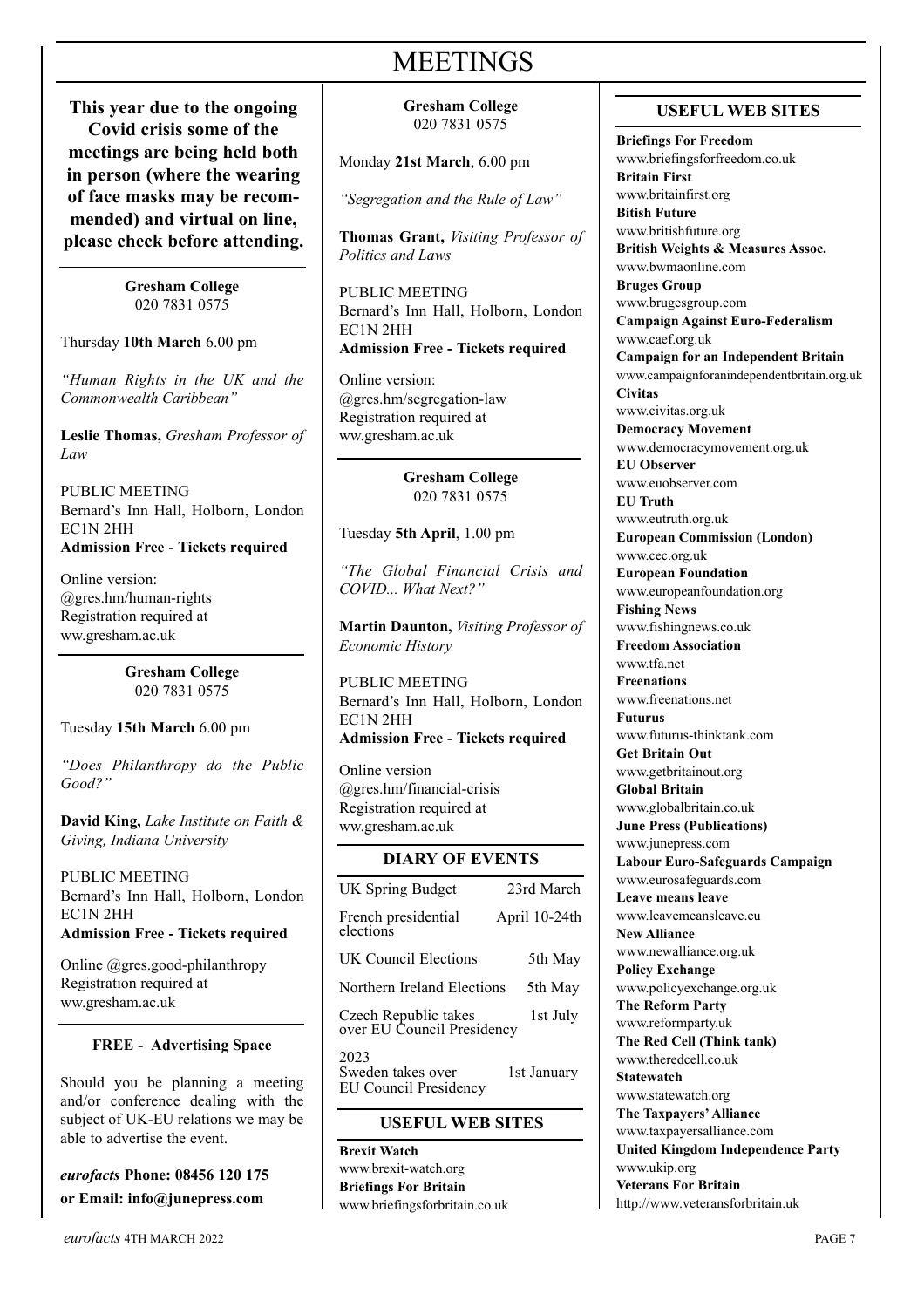# MEETINGS

**This year due to the ongoing Covid crisis some of the meetings are being held both in person (where the wearing of face masks may be recommended) and virtual on line, please check before attending.**

**Gresham College**
020 7831 0575

Thursday **10th March** 6.00 pm

*"Human Rights in the UK and the Commonwealth Caribbean"*

**Leslie Thomas,** *Gresham Professor of Law*

PUBLIC MEETING
Bernard's Inn Hall, Holborn, London EC1N 2HH
**Admission Free - Tickets required**

Online version:
@gres.hm/human-rights
Registration required at
ww.gresham.ac.uk

**Gresham College**
020 7831 0575

Tuesday **15th March** 6.00 pm

*"Does Philanthropy do the Public Good?"*

**David King,** *Lake Institute on Faith & Giving, Indiana University*

PUBLIC MEETING
Bernard's Inn Hall, Holborn, London EC1N 2HH
**Admission Free - Tickets required**

Online @gres.good-philanthropy
Registration required at
ww.gresham.ac.uk

**FREE - Advertising Space**

Should you be planning a meeting and/or conference dealing with the subject of UK-EU relations we may be able to advertise the event.

***eurofacts*** **Phone: 08456 120 175**
**or Email: info@junepress.com**

**Gresham College**
020 7831 0575

Monday **21st March**, 6.00 pm

*"Segregation and the Rule of Law"*

**Thomas Grant,** *Visiting Professor of Politics and Laws*

PUBLIC MEETING
Bernard's Inn Hall, Holborn, London EC1N 2HH
**Admission Free - Tickets required**

Online version:
@gres.hm/segregation-law
Registration required at
ww.gresham.ac.uk

**Gresham College**
020 7831 0575

Tuesday **5th April**, 1.00 pm

*"The Global Financial Crisis and COVID... What Next?"*

**Martin Daunton,** *Visiting Professor of Economic History*

PUBLIC MEETING
Bernard's Inn Hall, Holborn, London EC1N 2HH
**Admission Free - Tickets required**

Online version
@gres.hm/financial-crisis
Registration required at
ww.gresham.ac.uk

## DIARY OF EVENTS

| Event | Date |
|---|---|
| UK Spring Budget | 23rd March |
| French presidential elections | April 10-24th |
| UK Council Elections | 5th May |
| Northern Ireland Elections | 5th May |
| Czech Republic takes over EU Council Presidency | 1st July |
| 2023 | |
| Sweden takes over EU Council Presidency | 1st January |

## USEFUL WEB SITES

**Brexit Watch**
www.brexit-watch.org
**Briefings For Britain**
www.briefingsforbritain.co.uk
**Briefings For Freedom**
www.briefingsforfreedom.co.uk
**Britain First**
www.britainfirst.org
**Bitish Future**
www.britishfuture.org
**British Weights & Measures Assoc.**
www.bwmaonline.com
**Bruges Group**
www.brugesgroup.com
**Campaign Against Euro-Federalism**
www.caef.org.uk
**Campaign for an Independent Britain**
www.campaignforanindependentbritain.org.uk
**Civitas**
www.civitas.org.uk
**Democracy Movement**
www.democracymovement.org.uk
**EU Observer**
www.euobserver.com
**EU Truth**
www.eutruth.org.uk
**European Commission (London)**
www.cec.org.uk
**European Foundation**
www.europeanfoundation.org
**Fishing News**
www.fishingnews.co.uk
**Freedom Association**
www.tfa.net
**Freenations**
www.freenations.net
**Futurus**
www.futurus-thinktank.com
**Get Britain Out**
www.getbritainout.org
**Global Britain**
www.globalbritain.co.uk
**June Press (Publications)**
www.junepress.com
**Labour Euro-Safeguards Campaign**
www.eurosafeguards.com
**Leave means leave**
www.leavemeansleave.eu
**New Alliance**
www.newalliance.org.uk
**Policy Exchange**
www.policyexchange.org.uk
**The Reform Party**
www.reformparty.uk
**The Red Cell (Think tank)**
www.theredcell.co.uk
**Statewatch**
www.statewatch.org
**The Taxpayers' Alliance**
www.taxpayersalliance.com
**United Kingdom Independence Party**
www.ukip.org
**Veterans For Britain**
http://www.veteransforbritain.uk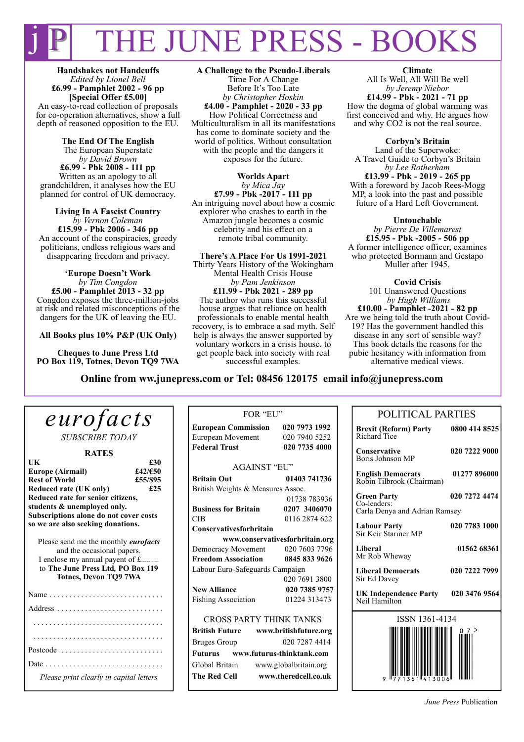# THE JUNE PRESS - BOOKS

**Handshakes not Handcuffs**
*Edited by Lionel Bell*
**£6.99 - Pamphlet 2002 - 96 pp**
**[Special Offer £5.00]**
An easy-to-read collection of proposals for co-operation alternatives, show a full depth of reasoned opposition to the EU.

**The End Of The English**
The European Superstate
*by David Brown*
**£6.99 - Pbk 2008 - 111 pp**
Written as an apology to all grandchildren, it analyses how the EU planned for control of UK democracy.

**Living In A Fascist Country**
*by Vernon Coleman*
**£15.99 - Pbk 2006 - 346 pp**
An account of the conspiracies, greedy politicians, endless religious wars and disappearing freedom and privacy.

**'Europe Doesn't Work**
*by Tim Congdon*
**£5.00 - Pamphlet 2013 - 32 pp**
Congdon exposes the three-million-jobs at risk and related misconceptions of the dangers for the UK of leaving the EU.

**All Books plus 10% P&P (UK Only)**

**Cheques to June Press Ltd**
**PO Box 119, Totnes, Devon TQ9 7WA**

**A Challenge to the Pseudo-Liberals**
Time For A Change
Before It's Too Late
*by Christopher Hoskin*
**£4.00 - Pamphlet - 2020 - 33 pp**
How Political Correctness and Multiculturalism in all its manifestations has come to dominate society and the world of politics. Without consultation with the people and the dangers it exposes for the future.

**Worlds Apart**
*by Mica Jay*
**£7.99 - Pbk -2017 - 111 pp**
An intriguing novel about how a cosmic explorer who crashes to earth in the Amazon jungle becomes a cosmic celebrity and his effect on a remote tribal community.

**There's A Place For Us 1991-2021**
Thirty Years History of the Wokingham Mental Health Crisis House
*by Pam Jenkinson*
**£11.99 - Pbk 2021 - 289 pp**
The author who runs this successful house argues that reliance on health professionals to enable mental health recovery, is to embrace a sad myth. Self help is always the answer supported by voluntary workers in a crisis house, to get people back into society with real successful examples.

**Climate**
All Is Well, All Will Be well
*by Jeremy Niebor*
**£14.99 - Pbk - 2021 - 71 pp**
How the dogma of global warming was first conceived and why. He argues how and why CO2 is not the real source.

**Corbyn's Britain**
Land of the Superwoke:
A Travel Guide to Corbyn's Britain
*by Lee Rotherham*
**£13.99 - Pbk - 2019 - 265 pp**
With a foreword by Jacob Rees-Mogg MP, a look into the past and possible future of a Hard Left Government.

**Untouchable**
*by Pierre De Villemarest*
**£15.95 - Pbk -2005 - 506 pp**
A former intelligence officer, examines who protected Bormann and Gestapo Muller after 1945.

**Covid Crisis**
101 Unanswered Questions
*by Hugh Williams*
**£10.00 - Pamphlet -2021 - 82 pp**
Are we being told the truth about Covid-19? Has the government handled this disease in any sort of sensible way? This book details the reasons for the pubic hesitancy with information from alternative medical views.

**Online from ww.junepress.com or Tel: 08456 120175 email info@junepress.com**

---

# *eurofacts*

*SUBSCRIBE TODAY*

**RATES**

| | |
|---|---|
| **UK** | **£30** |
| **Europe (Airmail)** | **£42/€50** |
| **Rest of World** | **£55/$95** |
| **Reduced rate (UK only)** | **£25** |

**Reduced rate for senior citizens, students & unemployed only.**
**Subscriptions alone do not cover costs so we are also seeking donations.**

Please send me the monthly ***eurofacts*** and the occasional papers.
I enclose my annual payment of £.........
to **The June Press Ltd, PO Box 119 Totnes, Devon TQ9 7WA**

Name . . . . . . . . . . . . . . . . . . . . . . . . . . . .

Address . . . . . . . . . . . . . . . . . . . . . . . . . .

. . . . . . . . . . . . . . . . . . . . . . . . . . . . . . .

. . . . . . . . . . . . . . . . . . . . . . . . . . . . . . .

Postcode . . . . . . . . . . . . . . . . . . . . . . . .

Date . . . . . . . . . . . . . . . . . . . . . . . . . . . .

*Please print clearly in capital letters*

---

## FOR "EU"

| | |
|---|---|
| **European Commission** | **020 7973 1992** |
| European Movement | 020 7940 5252 |
| **Federal Trust** | **020 7735 4000** |

## AGAINST "EU"

| | |
|---|---|
| **Britain Out** | **01403 741736** |
| British Weights & Measures Assoc. | 01738 783936 |
| **Business for Britain** | **0207 3406070** |
| CIB | 0116 2874 622 |
| **Conservativesforbritain** | **www.conservativesforbritain.org** |
| Democracy Movement | 020 7603 7796 |
| **Freedom Association** | **0845 833 9626** |
| Labour Euro-Safeguards Campaign | 020 7691 3800 |
| **New Alliance** | **020 7385 9757** |
| Fishing Association | 01224 313473 |

## CROSS PARTY THINK TANKS

| | |
|---|---|
| **British Future** | **www.britishfuture.org** |
| Bruges Group | 020 7287 4414 |
| **Futurus** | **www.futurus-thinktank.com** |
| Global Britain | www.globalbritain.org |
| **The Red Cell** | **www.theredcell.co.uk** |

---

## POLITICAL PARTIES

| | |
|---|---|
| **Brexit (Reform) Party** Richard Tice | **0800 414 8525** |
| **Conservative** Boris Johnson MP | **020 7222 9000** |
| **English Democrats** Robin Tilbrook (Chairman) | **01277 896000** |
| **Green Party** Co-leaders: Carla Denya and Adrian Ramsey | **020 7272 4474** |
| **Labour Party** Sir Keir Starmer MP | **020 7783 1000** |
| **Liberal** Mr Rob Wheway | **01562 68361** |
| **Liberal Democrats** Sir Ed Davey | **020 7222 7999** |
| **UK Independence Party** Neil Hamilton | **020 3476 9564** |

ISSN 1361-4134

9 771361 413006 07

*June Press* Publication